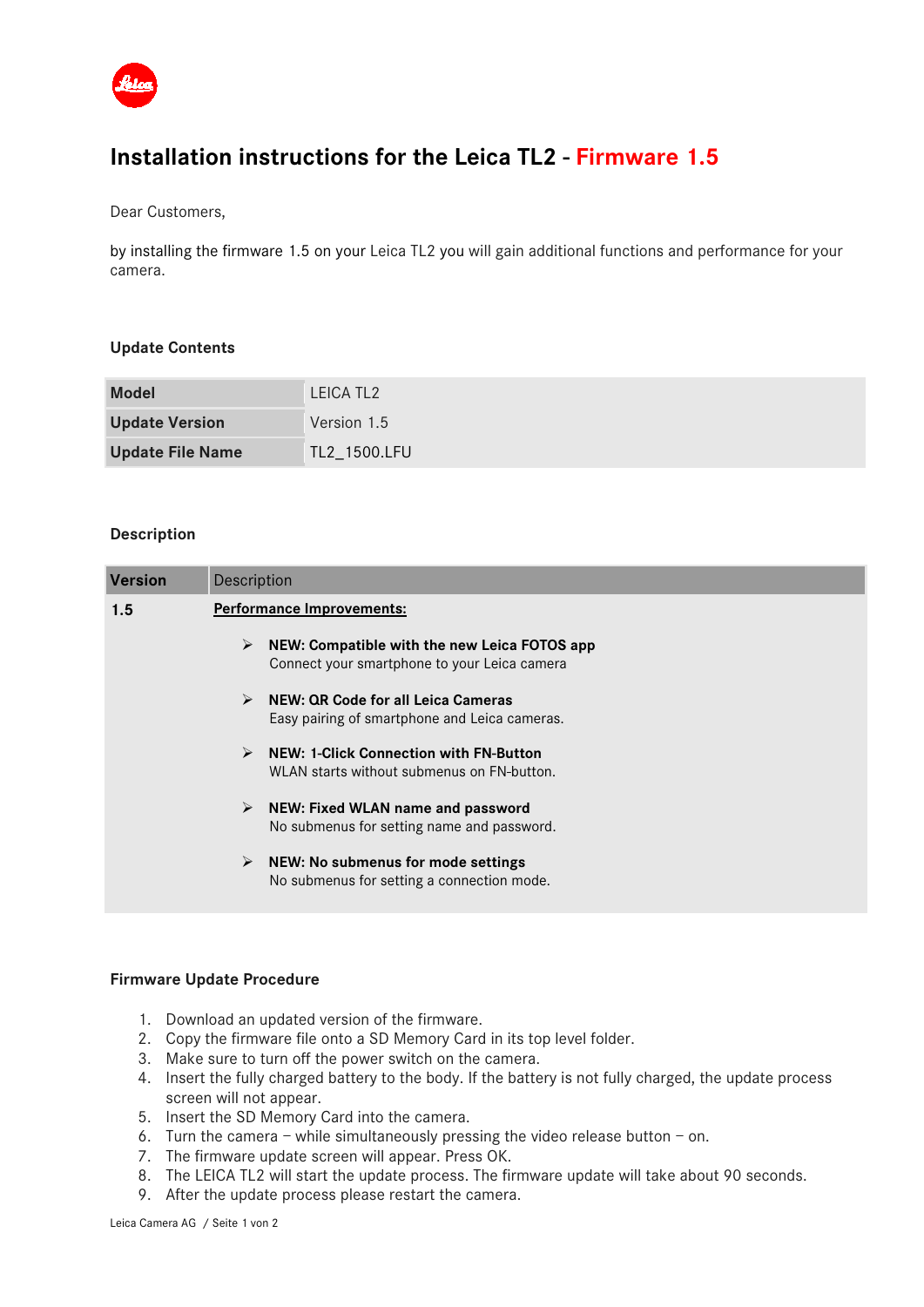# Installation instructions for the Leica TL2 - Firmware 1.5

Dear Customers,

by installing the firmware 1.5 on your Leica TL2 you will gain additional functions and performance for your camera.

### Update Contents

| **Model** | LEICA TL2 |
|---|---|
| **Update Version** | Version 1.5 |
| **Update File Name** | TL2_1500.LFU |

### Description

| **Version** | Description |
|---|---|
| **1.5** | **Performance Improvements:**<br><br>➢ **NEW: Compatible with the new Leica FOTOS app**<br>Connect your smartphone to your Leica camera<br><br>➢ **NEW: QR Code for all Leica Cameras**<br>Easy pairing of smartphone and Leica cameras.<br><br>➢ **NEW: 1-Click Connection with FN-Button**<br>WLAN starts without submenus on FN-button.<br><br>➢ **NEW: Fixed WLAN name and password**<br>No submenus for setting name and password.<br><br>➢ **NEW: No submenus for mode settings**<br>No submenus for setting a connection mode. |

### Firmware Update Procedure

1. Download an updated version of the firmware.
2. Copy the firmware file onto a SD Memory Card in its top level folder.
3. Make sure to turn off the power switch on the camera.
4. Insert the fully charged battery to the body. If the battery is not fully charged, the update process screen will not appear.
5. Insert the SD Memory Card into the camera.
6. Turn the camera – while simultaneously pressing the video release button – on.
7. The firmware update screen will appear. Press OK.
8. The LEICA TL2 will start the update process. The firmware update will take about 90 seconds.
9. After the update process please restart the camera.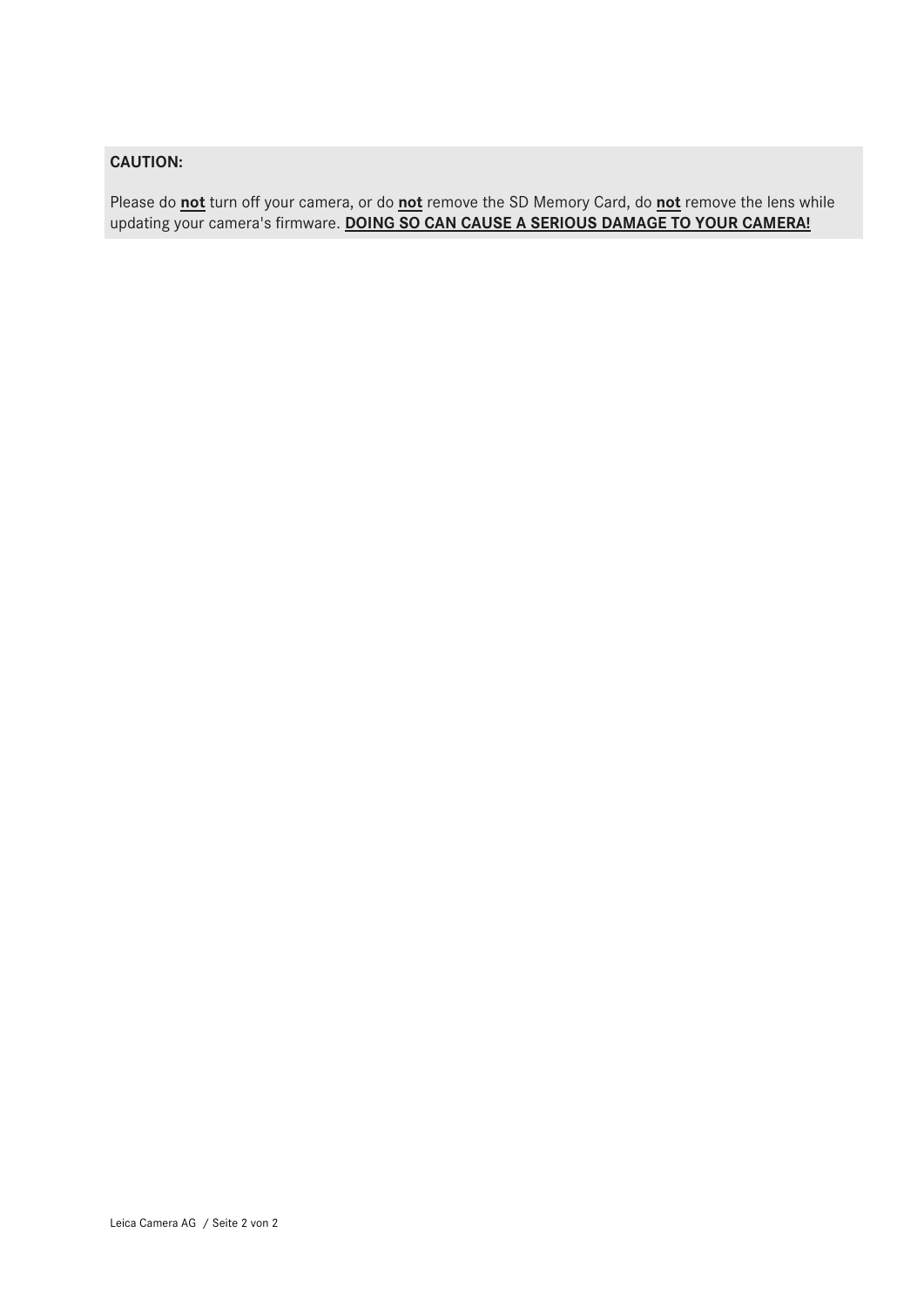**CAUTION:**

Please do **not** turn off your camera, or do **not** remove the SD Memory Card, do **not** remove the lens while updating your camera's firmware. **DOING SO CAN CAUSE A SERIOUS DAMAGE TO YOUR CAMERA!**